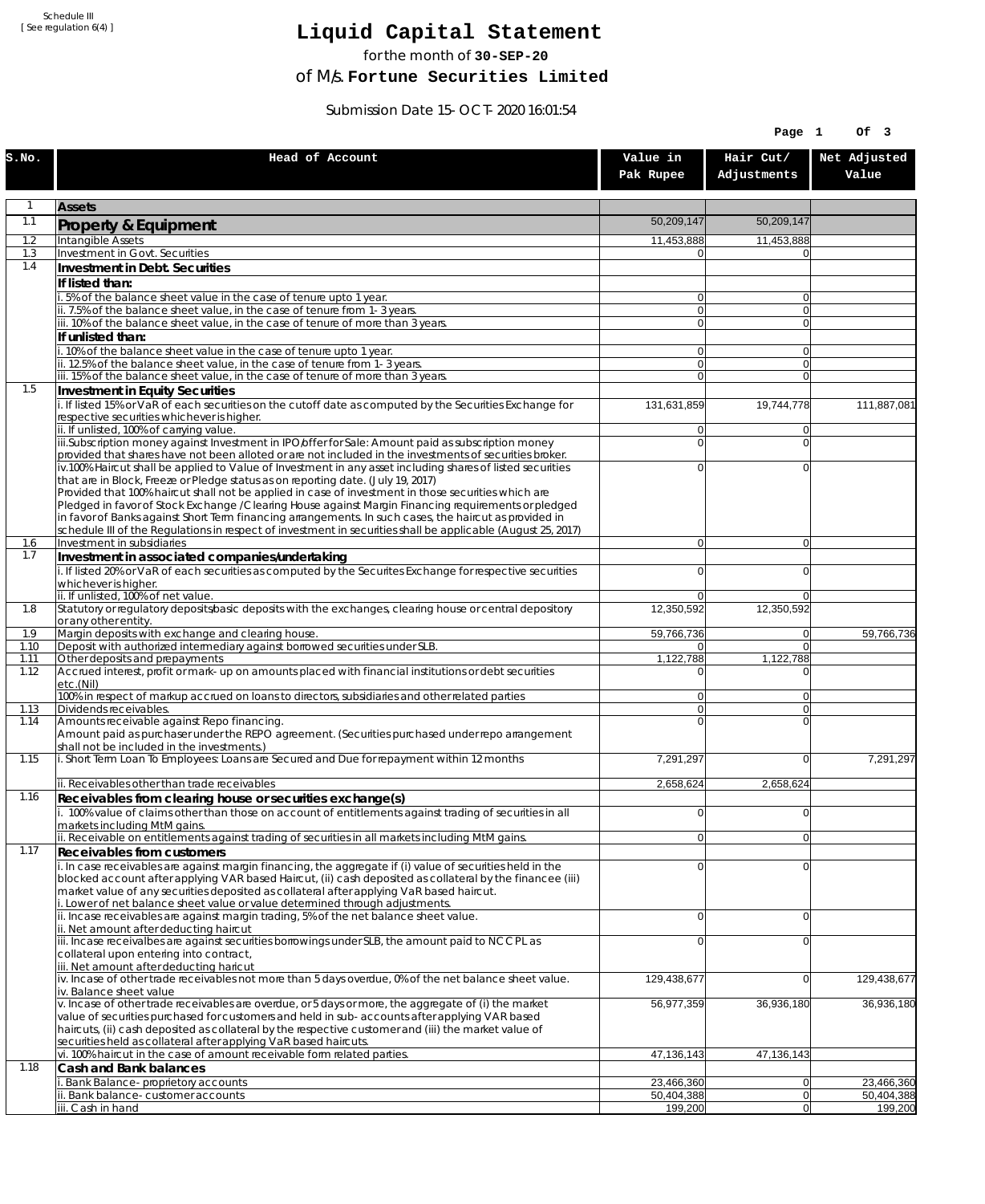Schedule III
[ See regulation 6(4) ]

# Liquid Capital Statement

for the month of **30-SEP-20**

of M/s. **Fortune Securities Limited**

Submission Date 15-OCT-2020 16:01:54

| S.No. | Head of Account | Value in Pak Rupee | Hair Cut/ Adjustments | Net Adjusted Value |
|---|---|---|---|---|
| 1 | **Assets** | | | |
| 1.1 | **Property & Equipment** | 50,209,147 | 50,209,147 | |
| 1.2 | Intangible Assets | 11,453,888 | 11,453,888 | |
| 1.3 | Investment in Govt. Securities | 0 | 0 | |
| 1.4 | **Investment in Debt. Securities** | | | |
| | **If listed than:** | | | |
| | i. 5% of the balance sheet value in the case of tenure upto 1 year. | 0 | 0 | |
| | ii. 7.5% of the balance sheet value, in the case of tenure from 1-3 years. | 0 | 0 | |
| | iii. 10% of the balance sheet value, in the case of tenure of more than 3 years. | 0 | 0 | |
| | **If unlisted than:** | | | |
| | i. 10% of the balance sheet value in the case of tenure upto 1 year. | 0 | 0 | |
| | ii. 12.5% of the balance sheet value, in the case of tenure from 1-3 years. | 0 | 0 | |
| | iii. 15% of the balance sheet value, in the case of tenure of more than 3 years. | 0 | 0 | |
| 1.5 | **Investment in Equity Securities** | | | |
| | i. If listed 15% or VaR of each securities on the cutoff date as computed by the Securities Exchange for respective securities whichever is higher. | 131,631,859 | 19,744,778 | 111,887,081 |
| | ii. If unlisted, 100% of carrying value. | 0 | 0 | |
| | iii.Subscription money against Investment in IPO/offer for Sale: Amount paid as subscription money provided that shares have not been alloted or are not included in the investments of securities broker. | 0 | 0 | |
| | iv.100% Haircut shall be applied to Value of Investment in any asset including shares of listed securities that are in Block, Freeze or Pledge status as on reporting date. (July 19, 2017) Provided that 100% haircut shall not be applied in case of investment in those securities which are Pledged in favor of Stock Exchange / Clearing House against Margin Financing requirements or pledged in favor of Banks against Short Term financing arrangements. In such cases, the haircut as provided in schedule III of the Regulations in respect of investment in securities shall be applicable (August 25, 2017) | 0 | 0 | |
| 1.6 | Investment in subsidiaries | 0 | 0 | |
| 1.7 | **Investment in associated companies/undertaking** | | | |
| | i. If listed 20% or VaR of each securities as computed by the Securites Exchange for respective securities whichever is higher. | 0 | 0 | |
| | ii. If unlisted, 100% of net value. | 0 | 0 | |
| 1.8 | Statutory or regulatory deposits/basic deposits with the exchanges, clearing house or central depository or any other entity. | 12,350,592 | 12,350,592 | |
| 1.9 | Margin deposits with exchange and clearing house. | 59,766,736 | 0 | 59,766,736 |
| 1.10 | Deposit with authorized intermediary against borrowed securities under SLB. | 0 | 0 | |
| 1.11 | Other deposits and prepayments | 1,122,788 | 1,122,788 | |
| 1.12 | Accrued interest, profit or mark-up on amounts placed with financial institutions or debt securities etc.(Nil) | 0 | 0 | |
| | 100% in respect of markup accrued on loans to directors, subsidiaries and other related parties | 0 | 0 | |
| 1.13 | Dividends receivables. | 0 | 0 | |
| 1.14 | Amounts receivable against Repo financing. Amount paid as purchaser under the REPO agreement. (Securities purchased under repo arrangement shall not be included in the investments.) | 0 | 0 | |
| 1.15 | i. Short Term Loan To Employees: Loans are Secured and Due for repayment within 12 months | 7,291,297 | 0 | 7,291,297 |
| | ii. Receivables other than trade receivables | 2,658,624 | 2,658,624 | |
| 1.16 | **Receivables from clearing house or securities exchange(s)** | | | |
| | i. 100% value of claims other than those on account of entitlements against trading of securities in all markets including MtM gains. | 0 | 0 | |
| | ii. Receivable on entitlements against trading of securities in all markets including MtM gains. | 0 | 0 | |
| 1.17 | **Receivables from customers** | | | |
| | i. In case receivables are against margin financing, the aggregate if (i) value of securities held in the blocked account after applying VAR based Haircut, (ii) cash deposited as collateral by the financee (iii) market value of any securities deposited as collateral after applying VaR based haircut. i. Lower of net balance sheet value or value determined through adjustments. | 0 | 0 | |
| | ii. Incase receivables are against margin trading, 5% of the net balance sheet value. ii. Net amount after deducting haircut | 0 | 0 | |
| | iii. Incase receivalbes are against securities borrowings under SLB, the amount paid to NCCPL as collateral upon entering into contract, iii. Net amount after deducting haricut | 0 | 0 | |
| | iv. Incase of other trade receivables not more than 5 days overdue, 0% of the net balance sheet value. iv. Balance sheet value | 129,438,677 | 0 | 129,438,677 |
| | v. Incase of other trade receivables are overdue, or 5 days or more, the aggregate of (i) the market value of securities purchased for customers and held in sub-accounts after applying VAR based haircuts, (ii) cash deposited as collateral by the respective customer and (iii) the market value of securities held as collateral after applying VaR based haircuts. | 56,977,359 | 36,936,180 | 36,936,180 |
| | vi. 100% haircut in the case of amount receivable form related parties. | 47,136,143 | 47,136,143 | |
| 1.18 | **Cash and Bank balances** | | | |
| | i. Bank Balance-proprietory accounts | 23,466,360 | 0 | 23,466,360 |
| | ii. Bank balance-customer accounts | 50,404,388 | 0 | 50,404,388 |
| | iii. Cash in hand | 199,200 | 0 | 199,200 |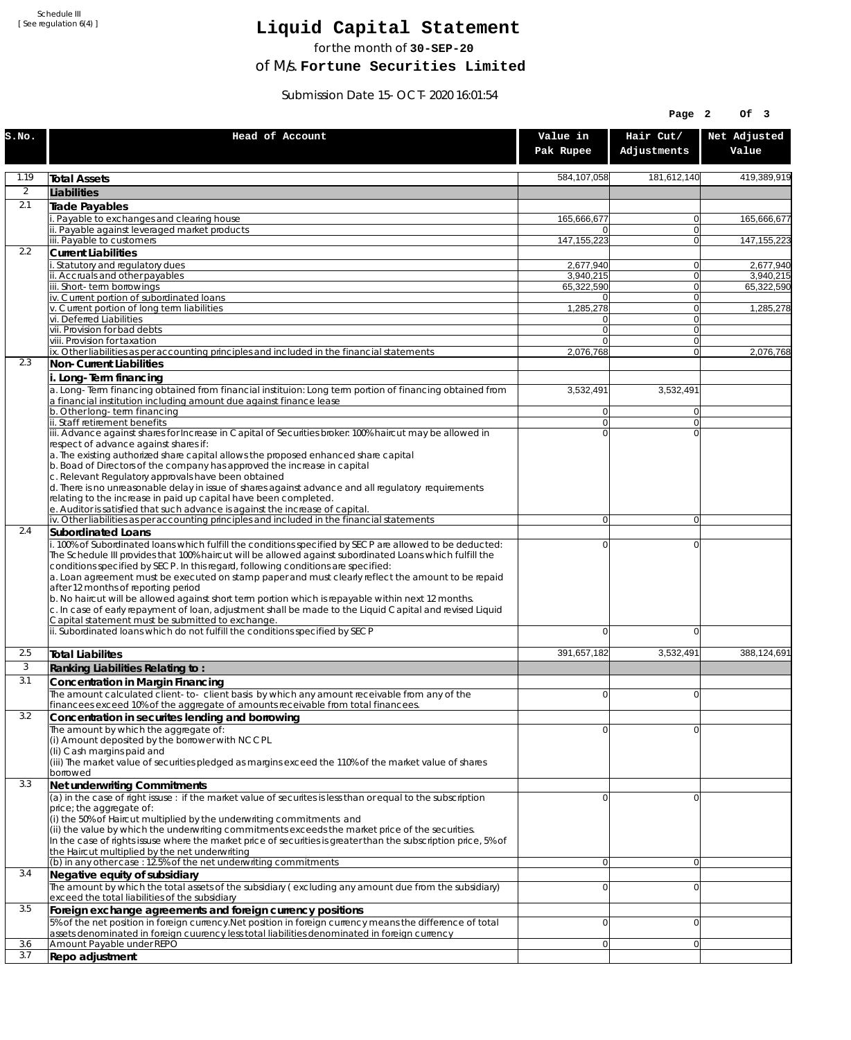Schedule III
[ See regulation 6(4) ]

# Liquid Capital Statement

for the month of **30-SEP-20**

of M/s. **Fortune Securities Limited**

Submission Date 15-OCT-2020 16:01:54

| S.No. | Head of Account | Value in Pak Rupee | Hair Cut/ Adjustments | Net Adjusted Value |
|---|---|---|---|---|
| 1.19 | **Total Assets** | 584,107,058 | 181,612,140 | 419,389,919 |
| 2 | **Liabilities** | | | |
| 2.1 | **Trade Payables** | | | |
| | i. Payable to exchanges and clearing house | 165,666,677 | 0 | 165,666,677 |
| | ii. Payable against leveraged market products | 0 | 0 | |
| | iii. Payable to customers | 147,155,223 | 0 | 147,155,223 |
| 2.2 | **Current Liabilities** | | | |
| | i. Statutory and regulatory dues | 2,677,940 | 0 | 2,677,940 |
| | ii. Accruals and other payables | 3,940,215 | 0 | 3,940,215 |
| | iii. Short-term borrowings | 65,322,590 | 0 | 65,322,590 |
| | iv. Current portion of subordinated loans | 0 | 0 | |
| | v. Current portion of long term liabilities | 1,285,278 | 0 | 1,285,278 |
| | vi. Deferred Liabilities | 0 | 0 | |
| | vii. Provision for bad debts | 0 | 0 | |
| | viii. Provision for taxation | 0 | 0 | |
| | ix. Other liabilities as per accounting principles and included in the financial statements | 2,076,768 | 0 | 2,076,768 |
| 2.3 | **Non-Current Liabilities** | | | |
| | **i. Long-Term financing** | | | |
| | a. Long-Term financing obtained from financial instituion: Long term portion of financing obtained from a financial institution including amount due against finance lease | 3,532,491 | 3,532,491 | |
| | b. Other long-term financing | 0 | 0 | |
| | ii. Staff retirement benefits | 0 | 0 | |
| | iii. Advance against shares for Increase in Capital of Securities broker: 100% haircut may be allowed in respect of advance against shares if:<br>a. The existing authorized share capital allows the proposed enhanced share capital<br>b. Boad of Directors of the company has approved the increase in capital<br>c. Relevant Regulatory approvals have been obtained<br>d. There is no unreasonable delay in issue of shares against advance and all regulatory requirements relating to the increase in paid up capital have been completed.<br>e. Auditor is satisfied that such advance is against the increase of capital. | 0 | 0 | |
| | iv. Other liabilities as per accounting principles and included in the financial statements | 0 | 0 | |
| 2.4 | **Subordinated Loans** | | | |
| | i. 100% of Subordinated loans which fulfill the conditions specified by SECP are allowed to be deducted: The Schedule III provides that 100% haircut will be allowed against subordinated Loans which fulfill the conditions specified by SECP. In this regard, following conditions are specified:<br>a. Loan agreement must be executed on stamp paper and must clearly reflect the amount to be repaid after 12 months of reporting period<br>b. No haircut will be allowed against short term portion which is repayable within next 12 months.<br>c. In case of early repayment of loan, adjustment shall be made to the Liquid Capital and revised Liquid Capital statement must be submitted to exchange. | 0 | 0 | |
| | ii. Subordinated loans which do not fulfill the conditions specified by SECP | 0 | 0 | |
| 2.5 | **Total Liabilites** | 391,657,182 | 3,532,491 | 388,124,691 |
| 3 | **Ranking Liabilities Relating to :** | | | |
| 3.1 | **Concentration in Margin Financing** | | | |
| | The amount calculated client-to- client basis by which any amount receivable from any of the financees exceed 10% of the aggregate of amounts receivable from total financees. | 0 | 0 | |
| 3.2 | **Concentration in securites lending and borrowing** | | | |
| | The amount by which the aggregate of:<br>(i) Amount deposited by the borrower with NCCPL<br>(Ii) Cash margins paid and<br>(iii) The market value of securities pledged as margins exceed the 110% of the market value of shares borrowed | 0 | 0 | |
| 3.3 | **Net underwriting Commitments** | | | |
| | (a) in the case of right issuse : if the market value of securites is less than or equal to the subscription price; the aggregate of:<br>(i) the 50% of Haircut multiplied by the underwriting commitments and<br>(ii) the value by which the underwriting commitments exceeds the market price of the securities.<br>In the case of rights issuse where the market price of securities is greater than the subscription price, 5% of the Haircut multiplied by the net underwriting | 0 | 0 | |
| | (b) in any other case : 12.5% of the net underwriting commitments | 0 | 0 | |
| 3.4 | **Negative equity of subsidiary** | | | |
| | The amount by which the total assets of the subsidiary ( excluding any amount due from the subsidiary) exceed the total liabilities of the subsidiary | 0 | 0 | |
| 3.5 | **Foreign exchange agreements and foreign currency positions** | | | |
| | 5% of the net position in foreign currency.Net position in foreign currency means the difference of total assets denominated in foreign cuurency less total liabilities denominated in foreign currency | 0 | 0 | |
| 3.6 | Amount Payable under REPO | 0 | 0 | |
| 3.7 | **Repo adjustment** | | | |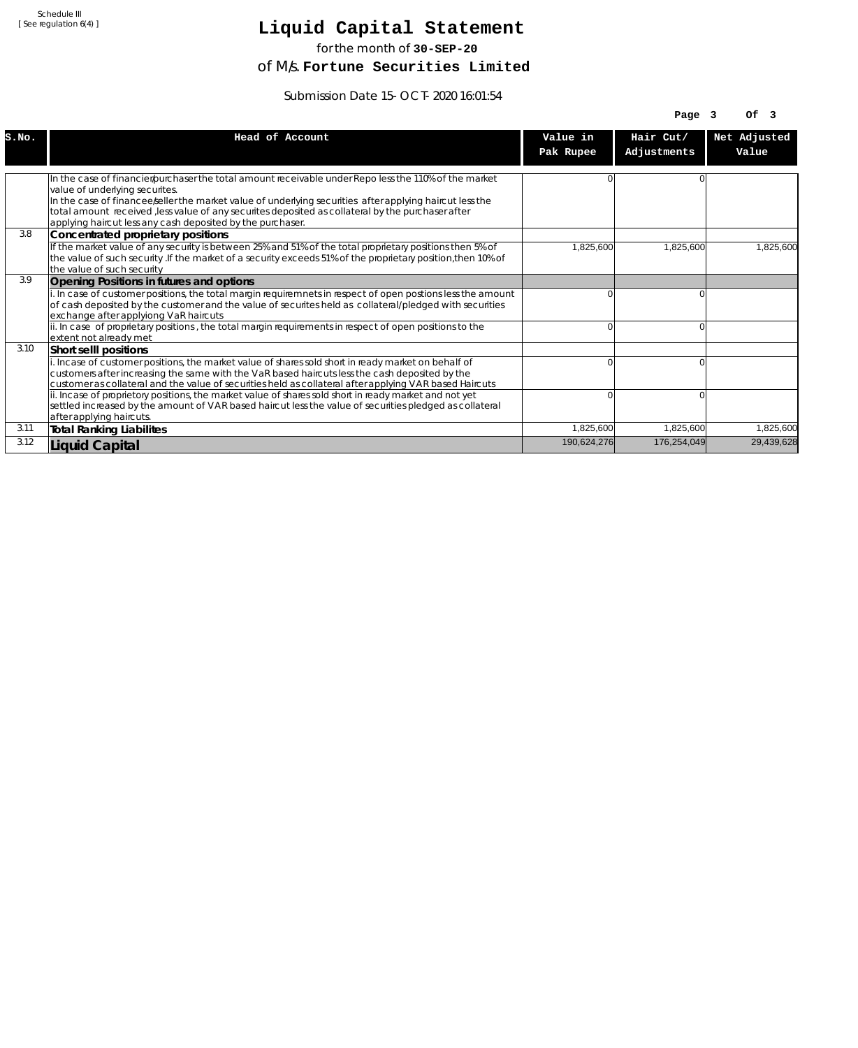Schedule III
[ See regulation 6(4) ]

# Liquid Capital Statement

for the month of **30-SEP-20**

of M/s. **Fortune Securities Limited**

Submission Date 15-OCT-2020 16:01:54

| S.No. | Head of Account | Value in Pak Rupee | Hair Cut/ Adjustments | Net Adjusted Value |
|---|---|---|---|---|
| | In the case of financier/purchaser the total amount receivable under Repo less the 110% of the market value of underlying securities. In the case of financee/seller the market value of underlying securities after applying haircut less the total amount received ,less value of any securites deposited as collateral by the purchaser after applying haircut less any cash deposited by the purchaser. | 0 | 0 | |
| 3.8 | **Concentrated proprietary positions** | | | |
| | If the market value of any security is between 25% and 51% of the total proprietary positions then 5% of the value of such security .If the market of a security exceeds 51% of the proprietary position,then 10% of the value of such security | 1,825,600 | 1,825,600 | 1,825,600 |
| 3.9 | **Opening Positions in futures and options** | | | |
| | i. In case of customer positions, the total margin requiremnets in respect of open postions less the amount of cash deposited by the customer and the value of securites held as collateral/pledged with securities exchange after applyiong VaR haircuts | 0 | 0 | |
| | ii. In case of proprietary positions , the total margin requirements in respect of open positions to the extent not already met | 0 | 0 | |
| 3.10 | **Short selll positions** | | | |
| | i. Incase of customer positions, the market value of shares sold short in ready market on behalf of customers after increasing the same with the VaR based haircuts less the cash deposited by the customer as collateral and the value of securities held as collateral after applying VAR based Haircuts | 0 | 0 | |
| | ii. Incase of proprietory positions, the market value of shares sold short in ready market and not yet settled increased by the amount of VAR based haircut less the value of securities pledged as collateral after applying haircuts. | 0 | 0 | |
| 3.11 | **Total Ranking Liabilites** | 1,825,600 | 1,825,600 | 1,825,600 |
| 3.12 | **Liquid Capital** | 190,624,276 | 176,254,049 | 29,439,628 |